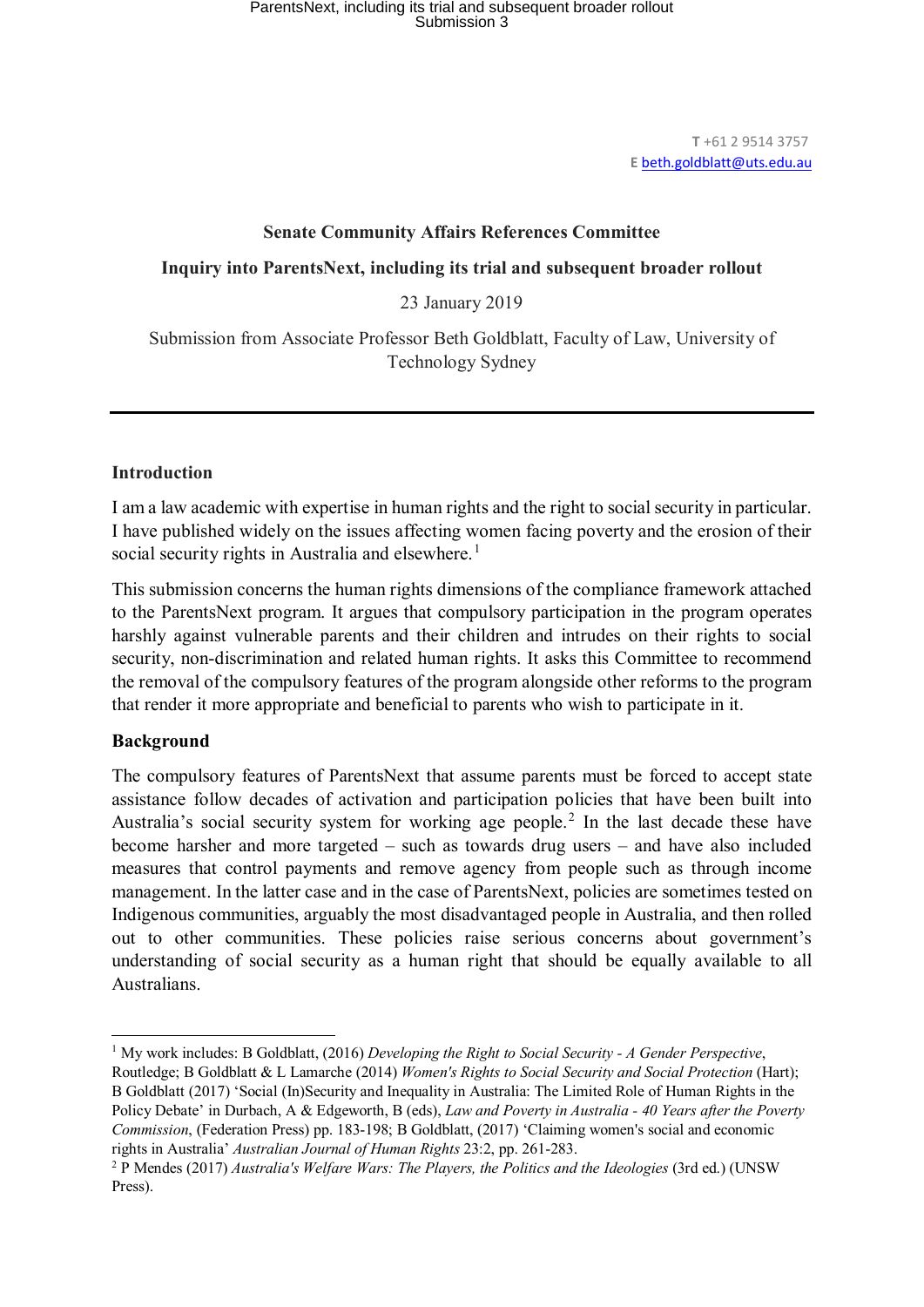**T** +61 2 9514 3757
**E** beth.goldblatt@uts.edu.au

**Senate Community Affairs References Committee**

**Inquiry into ParentsNext, including its trial and subsequent broader rollout**

23 January 2019

Submission from Associate Professor Beth Goldblatt, Faculty of Law, University of Technology Sydney

---

## Introduction

I am a law academic with expertise in human rights and the right to social security in particular. I have published widely on the issues affecting women facing poverty and the erosion of their social security rights in Australia and elsewhere.[1]

This submission concerns the human rights dimensions of the compliance framework attached to the ParentsNext program. It argues that compulsory participation in the program operates harshly against vulnerable parents and their children and intrudes on their rights to social security, non-discrimination and related human rights. It asks this Committee to recommend the removal of the compulsory features of the program alongside other reforms to the program that render it more appropriate and beneficial to parents who wish to participate in it.

## Background

The compulsory features of ParentsNext that assume parents must be forced to accept state assistance follow decades of activation and participation policies that have been built into Australia's social security system for working age people.[2] In the last decade these have become harsher and more targeted – such as towards drug users – and have also included measures that control payments and remove agency from people such as through income management. In the latter case and in the case of ParentsNext, policies are sometimes tested on Indigenous communities, arguably the most disadvantaged people in Australia, and then rolled out to other communities. These policies raise serious concerns about government's understanding of social security as a human right that should be equally available to all Australians.

---

[1] My work includes: B Goldblatt, (2016) *Developing the Right to Social Security - A Gender Perspective*, Routledge; B Goldblatt & L Lamarche (2014) *Women's Rights to Social Security and Social Protection* (Hart); B Goldblatt (2017) 'Social (In)Security and Inequality in Australia: The Limited Role of Human Rights in the Policy Debate' in Durbach, A & Edgeworth, B (eds), *Law and Poverty in Australia - 40 Years after the Poverty Commission*, (Federation Press) pp. 183-198; B Goldblatt, (2017) 'Claiming women's social and economic rights in Australia' *Australian Journal of Human Rights* 23:2, pp. 261-283.

[2] P Mendes (2017) *Australia's Welfare Wars: The Players, the Politics and the Ideologies* (3rd ed.) (UNSW Press).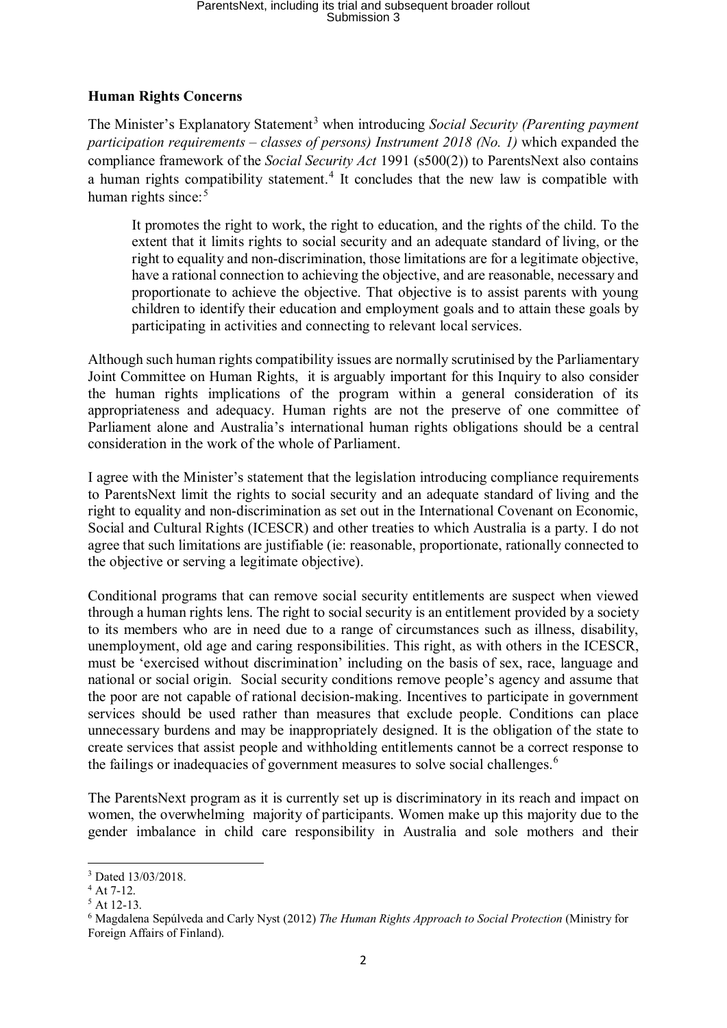**Human Rights Concerns**

The Minister's Explanatory Statement[3] when introducing *Social Security (Parenting payment participation requirements – classes of persons) Instrument 2018 (No. 1)* which expanded the compliance framework of the *Social Security Act* 1991 (s500(2)) to ParentsNext also contains a human rights compatibility statement.[4] It concludes that the new law is compatible with human rights since:[5]

> It promotes the right to work, the right to education, and the rights of the child. To the extent that it limits rights to social security and an adequate standard of living, or the right to equality and non-discrimination, those limitations are for a legitimate objective, have a rational connection to achieving the objective, and are reasonable, necessary and proportionate to achieve the objective. That objective is to assist parents with young children to identify their education and employment goals and to attain these goals by participating in activities and connecting to relevant local services.

Although such human rights compatibility issues are normally scrutinised by the Parliamentary Joint Committee on Human Rights, it is arguably important for this Inquiry to also consider the human rights implications of the program within a general consideration of its appropriateness and adequacy. Human rights are not the preserve of one committee of Parliament alone and Australia's international human rights obligations should be a central consideration in the work of the whole of Parliament.

I agree with the Minister's statement that the legislation introducing compliance requirements to ParentsNext limit the rights to social security and an adequate standard of living and the right to equality and non-discrimination as set out in the International Covenant on Economic, Social and Cultural Rights (ICESCR) and other treaties to which Australia is a party. I do not agree that such limitations are justifiable (ie: reasonable, proportionate, rationally connected to the objective or serving a legitimate objective).

Conditional programs that can remove social security entitlements are suspect when viewed through a human rights lens. The right to social security is an entitlement provided by a society to its members who are in need due to a range of circumstances such as illness, disability, unemployment, old age and caring responsibilities. This right, as with others in the ICESCR, must be 'exercised without discrimination' including on the basis of sex, race, language and national or social origin. Social security conditions remove people's agency and assume that the poor are not capable of rational decision-making. Incentives to participate in government services should be used rather than measures that exclude people. Conditions can place unnecessary burdens and may be inappropriately designed. It is the obligation of the state to create services that assist people and withholding entitlements cannot be a correct response to the failings or inadequacies of government measures to solve social challenges.[6]

The ParentsNext program as it is currently set up is discriminatory in its reach and impact on women, the overwhelming majority of participants. Women make up this majority due to the gender imbalance in child care responsibility in Australia and sole mothers and their

---

[3] Dated 13/03/2018.

[4] At 7-12.

[5] At 12-13.

[6] Magdalena Sepúlveda and Carly Nyst (2012) *The Human Rights Approach to Social Protection* (Ministry for Foreign Affairs of Finland).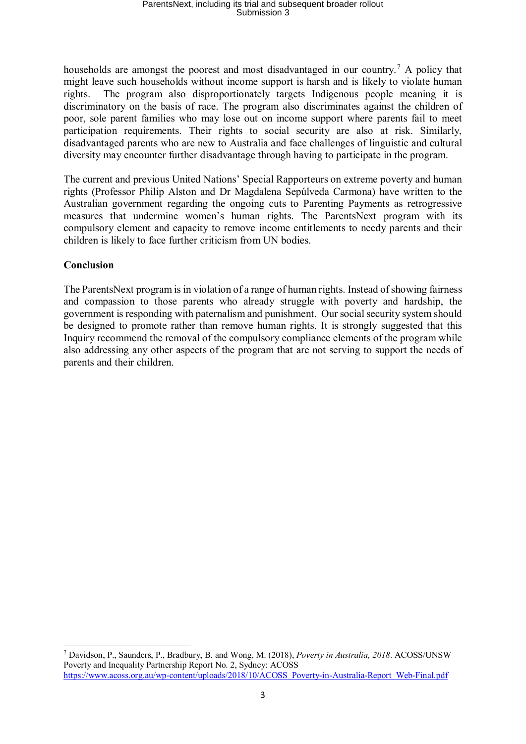households are amongst the poorest and most disadvantaged in our country.[7] A policy that might leave such households without income support is harsh and is likely to violate human rights. The program also disproportionately targets Indigenous people meaning it is discriminatory on the basis of race. The program also discriminates against the children of poor, sole parent families who may lose out on income support where parents fail to meet participation requirements. Their rights to social security are also at risk. Similarly, disadvantaged parents who are new to Australia and face challenges of linguistic and cultural diversity may encounter further disadvantage through having to participate in the program.

The current and previous United Nations' Special Rapporteurs on extreme poverty and human rights (Professor Philip Alston and Dr Magdalena Sepúlveda Carmona) have written to the Australian government regarding the ongoing cuts to Parenting Payments as retrogressive measures that undermine women's human rights. The ParentsNext program with its compulsory element and capacity to remove income entitlements to needy parents and their children is likely to face further criticism from UN bodies.

**Conclusion**

The ParentsNext program is in violation of a range of human rights. Instead of showing fairness and compassion to those parents who already struggle with poverty and hardship, the government is responding with paternalism and punishment. Our social security system should be designed to promote rather than remove human rights. It is strongly suggested that this Inquiry recommend the removal of the compulsory compliance elements of the program while also addressing any other aspects of the program that are not serving to support the needs of parents and their children.

---

[7] Davidson, P., Saunders, P., Bradbury, B. and Wong, M. (2018), *Poverty in Australia, 2018*. ACOSS/UNSW Poverty and Inequality Partnership Report No. 2, Sydney: ACOSS https://www.acoss.org.au/wp-content/uploads/2018/10/ACOSS_Poverty-in-Australia-Report_Web-Final.pdf